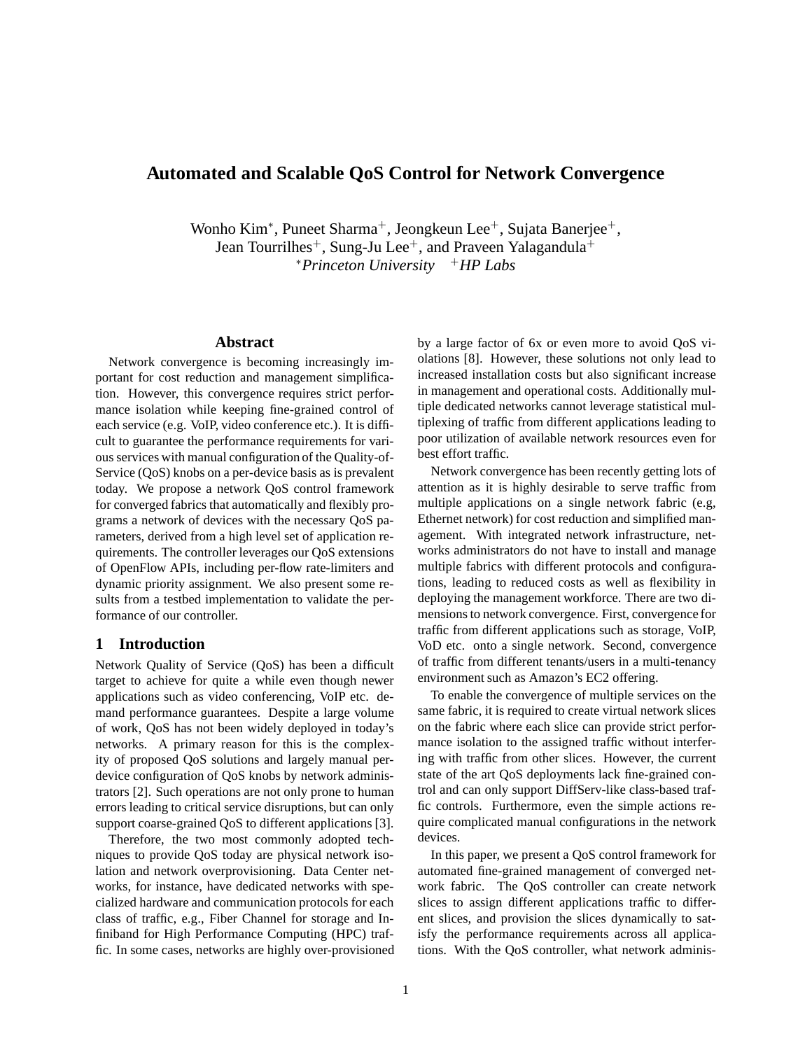# Automated and Scalable QoS Control for Network Convergence

Wonho Kim[*], Puneet Sharma[+], Jeongkeun Lee[+], Sujata Banerjee[+], Jean Tourrilhes[+], Sung-Ju Lee[+], and Praveen Yalagandula[+]

[*]*Princeton University* [+]*HP Labs*

## Abstract

Network convergence is becoming increasingly important for cost reduction and management simplification. However, this convergence requires strict performance isolation while keeping fine-grained control of each service (e.g. VoIP, video conference etc.). It is difficult to guarantee the performance requirements for various services with manual configuration of the Quality-of-Service (QoS) knobs on a per-device basis as is prevalent today. We propose a network QoS control framework for converged fabrics that automatically and flexibly programs a network of devices with the necessary QoS parameters, derived from a high level set of application requirements. The controller leverages our QoS extensions of OpenFlow APIs, including per-flow rate-limiters and dynamic priority assignment. We also present some results from a testbed implementation to validate the performance of our controller.

## 1 Introduction

Network Quality of Service (QoS) has been a difficult target to achieve for quite a while even though newer applications such as video conferencing, VoIP etc. demand performance guarantees. Despite a large volume of work, QoS has not been widely deployed in today's networks. A primary reason for this is the complexity of proposed QoS solutions and largely manual per-device configuration of QoS knobs by network administrators [2]. Such operations are not only prone to human errors leading to critical service disruptions, but can only support coarse-grained QoS to different applications [3].

Therefore, the two most commonly adopted techniques to provide QoS today are physical network isolation and network overprovisioning. Data Center networks, for instance, have dedicated networks with specialized hardware and communication protocols for each class of traffic, e.g., Fiber Channel for storage and Infiniband for High Performance Computing (HPC) traffic. In some cases, networks are highly over-provisioned by a large factor of 6x or even more to avoid QoS violations [8]. However, these solutions not only lead to increased installation costs but also significant increase in management and operational costs. Additionally multiple dedicated networks cannot leverage statistical multiplexing of traffic from different applications leading to poor utilization of available network resources even for best effort traffic.

Network convergence has been recently getting lots of attention as it is highly desirable to serve traffic from multiple applications on a single network fabric (e.g, Ethernet network) for cost reduction and simplified management. With integrated network infrastructure, networks administrators do not have to install and manage multiple fabrics with different protocols and configurations, leading to reduced costs as well as flexibility in deploying the management workforce. There are two dimensions to network convergence. First, convergence for traffic from different applications such as storage, VoIP, VoD etc. onto a single network. Second, convergence of traffic from different tenants/users in a multi-tenancy environment such as Amazon's EC2 offering.

To enable the convergence of multiple services on the same fabric, it is required to create virtual network slices on the fabric where each slice can provide strict performance isolation to the assigned traffic without interfering with traffic from other slices. However, the current state of the art QoS deployments lack fine-grained control and can only support DiffServ-like class-based traffic controls. Furthermore, even the simple actions require complicated manual configurations in the network devices.

In this paper, we present a QoS control framework for automated fine-grained management of converged network fabric. The QoS controller can create network slices to assign different applications traffic to different slices, and provision the slices dynamically to satisfy the performance requirements across all applications. With the QoS controller, what network adminis-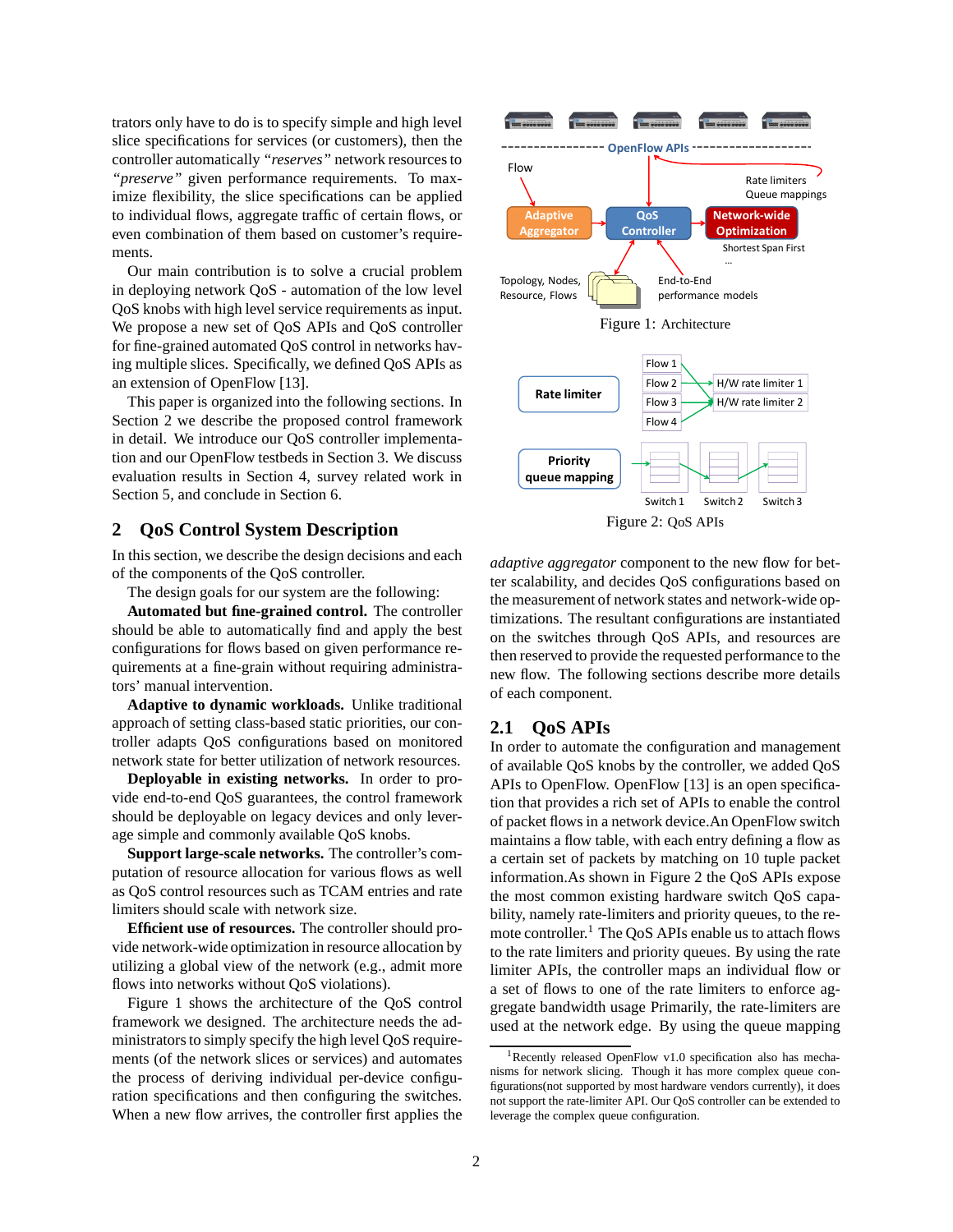trators only have to do is to specify simple and high level slice specifications for services (or customers), then the controller automatically *"reserves"* network resources to *"preserve"* given performance requirements. To maximize flexibility, the slice specifications can be applied to individual flows, aggregate traffic of certain flows, or even combination of them based on customer's requirements.

Our main contribution is to solve a crucial problem in deploying network QoS - automation of the low level QoS knobs with high level service requirements as input. We propose a new set of QoS APIs and QoS controller for fine-grained automated QoS control in networks having multiple slices. Specifically, we defined QoS APIs as an extension of OpenFlow [13].

This paper is organized into the following sections. In Section 2 we describe the proposed control framework in detail. We introduce our QoS controller implementation and our OpenFlow testbeds in Section 3. We discuss evaluation results in Section 4, survey related work in Section 5, and conclude in Section 6.

## 2 QoS Control System Description

In this section, we describe the design decisions and each of the components of the QoS controller.

The design goals for our system are the following:

**Automated but fine-grained control.** The controller should be able to automatically find and apply the best configurations for flows based on given performance requirements at a fine-grain without requiring administrators' manual intervention.

**Adaptive to dynamic workloads.** Unlike traditional approach of setting class-based static priorities, our controller adapts QoS configurations based on monitored network state for better utilization of network resources.

**Deployable in existing networks.** In order to provide end-to-end QoS guarantees, the control framework should be deployable on legacy devices and only leverage simple and commonly available QoS knobs.

**Support large-scale networks.** The controller's computation of resource allocation for various flows as well as QoS control resources such as TCAM entries and rate limiters should scale with network size.

**Efficient use of resources.** The controller should provide network-wide optimization in resource allocation by utilizing a global view of the network (e.g., admit more flows into networks without QoS violations).

Figure 1 shows the architecture of the QoS control framework we designed. The architecture needs the administrators to simply specify the high level QoS requirements (of the network slices or services) and automates the process of deriving individual per-device configuration specifications and then configuring the switches. When a new flow arrives, the controller first applies the *adaptive aggregator* component to the new flow for better scalability, and decides QoS configurations based on the measurement of network states and network-wide optimizations. The resultant configurations are instantiated on the switches through QoS APIs, and resources are then reserved to provide the requested performance to the new flow. The following sections describe more details of each component.

Figure 1: Architecture

Figure 2: QoS APIs

### 2.1 QoS APIs

In order to automate the configuration and management of available QoS knobs by the controller, we added QoS APIs to OpenFlow. OpenFlow [13] is an open specification that provides a rich set of APIs to enable the control of packet flows in a network device.An OpenFlow switch maintains a flow table, with each entry defining a flow as a certain set of packets by matching on 10 tuple packet information.As shown in Figure 2 the QoS APIs expose the most common existing hardware switch QoS capability, namely rate-limiters and priority queues, to the remote controller.[1] The QoS APIs enable us to attach flows to the rate limiters and priority queues. By using the rate limiter APIs, the controller maps an individual flow or a set of flows to one of the rate limiters to enforce aggregate bandwidth usage Primarily, the rate-limiters are used at the network edge. By using the queue mapping

[1] Recently released OpenFlow v1.0 specification also has mechanisms for network slicing. Though it has more complex queue configurations(not supported by most hardware vendors currently), it does not support the rate-limiter API. Our QoS controller can be extended to leverage the complex queue configuration.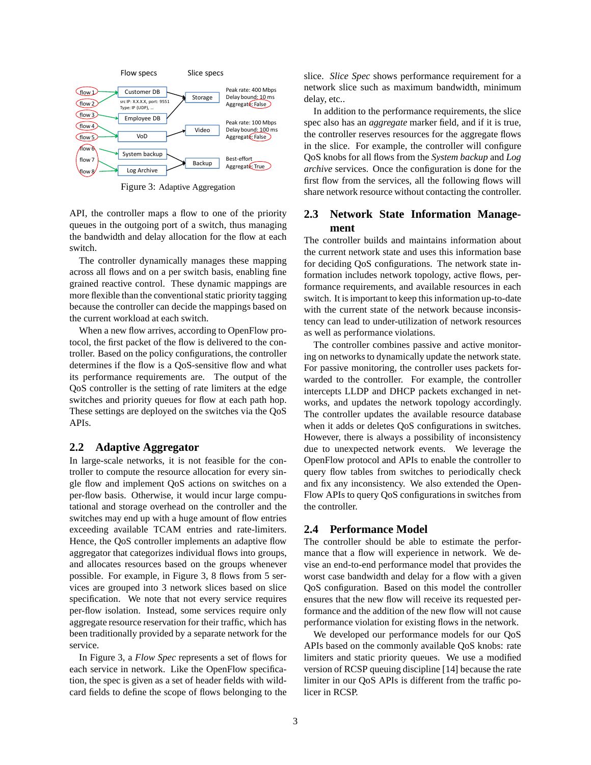Figure 3: Adaptive Aggregation

API, the controller maps a flow to one of the priority queues in the outgoing port of a switch, thus managing the bandwidth and delay allocation for the flow at each switch.

The controller dynamically manages these mapping across all flows and on a per switch basis, enabling fine grained reactive control. These dynamic mappings are more flexible than the conventional static priority tagging because the controller can decide the mappings based on the current workload at each switch.

When a new flow arrives, according to OpenFlow protocol, the first packet of the flow is delivered to the controller. Based on the policy configurations, the controller determines if the flow is a QoS-sensitive flow and what its performance requirements are. The output of the QoS controller is the setting of rate limiters at the edge switches and priority queues for flow at each path hop. These settings are deployed on the switches via the QoS APIs.

## 2.2 Adaptive Aggregator

In large-scale networks, it is not feasible for the controller to compute the resource allocation for every single flow and implement QoS actions on switches on a per-flow basis. Otherwise, it would incur large computational and storage overhead on the controller and the switches may end up with a huge amount of flow entries exceeding available TCAM entries and rate-limiters. Hence, the QoS controller implements an adaptive flow aggregator that categorizes individual flows into groups, and allocates resources based on the groups whenever possible. For example, in Figure 3, 8 flows from 5 services are grouped into 3 network slices based on slice specification. We note that not every service requires per-flow isolation. Instead, some services require only aggregate resource reservation for their traffic, which has been traditionally provided by a separate network for the service.

In Figure 3, a *Flow Spec* represents a set of flows for each service in network. Like the OpenFlow specification, the spec is given as a set of header fields with wildcard fields to define the scope of flows belonging to the slice. *Slice Spec* shows performance requirement for a network slice such as maximum bandwidth, minimum delay, etc..

In addition to the performance requirements, the slice spec also has an *aggregate* marker field, and if it is true, the controller reserves resources for the aggregate flows in the slice. For example, the controller will configure QoS knobs for all flows from the *System backup* and *Log archive* services. Once the configuration is done for the first flow from the services, all the following flows will share network resource without contacting the controller.

## 2.3 Network State Information Management

The controller builds and maintains information about the current network state and uses this information base for deciding QoS configurations. The network state information includes network topology, active flows, performance requirements, and available resources in each switch. It is important to keep this information up-to-date with the current state of the network because inconsistency can lead to under-utilization of network resources as well as performance violations.

The controller combines passive and active monitoring on networks to dynamically update the network state. For passive monitoring, the controller uses packets forwarded to the controller. For example, the controller intercepts LLDP and DHCP packets exchanged in networks, and updates the network topology accordingly. The controller updates the available resource database when it adds or deletes QoS configurations in switches. However, there is always a possibility of inconsistency due to unexpected network events. We leverage the OpenFlow protocol and APIs to enable the controller to query flow tables from switches to periodically check and fix any inconsistency. We also extended the OpenFlow APIs to query QoS configurations in switches from the controller.

## 2.4 Performance Model

The controller should be able to estimate the performance that a flow will experience in network. We devise an end-to-end performance model that provides the worst case bandwidth and delay for a flow with a given QoS configuration. Based on this model the controller ensures that the new flow will receive its requested performance and the addition of the new flow will not cause performance violation for existing flows in the network.

We developed our performance models for our QoS APIs based on the commonly available QoS knobs: rate limiters and static priority queues. We use a modified version of RCSP queuing discipline [14] because the rate limiter in our QoS APIs is different from the traffic policer in RCSP.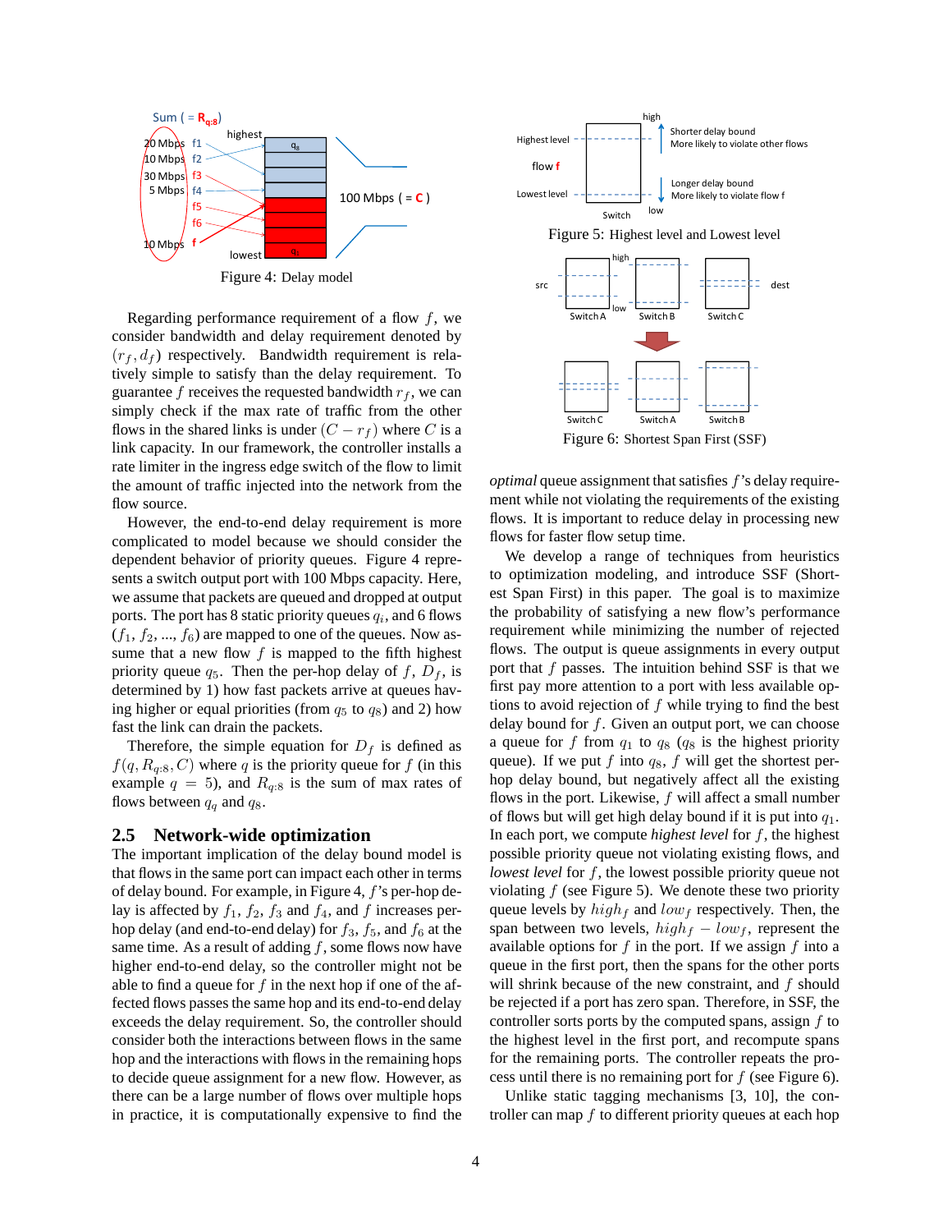Figure 4: Delay model

Regarding performance requirement of a flow $f$, we consider bandwidth and delay requirement denoted by $(r_f, d_f)$ respectively. Bandwidth requirement is relatively simple to satisfy than the delay requirement. To guarantee $f$ receives the requested bandwidth $r_f$, we can simply check if the max rate of traffic from the other flows in the shared links is under $(C - r_f)$ where $C$ is a link capacity. In our framework, the controller installs a rate limiter in the ingress edge switch of the flow to limit the amount of traffic injected into the network from the flow source.

However, the end-to-end delay requirement is more complicated to model because we should consider the dependent behavior of priority queues. Figure 4 represents a switch output port with 100 Mbps capacity. Here, we assume that packets are queued and dropped at output ports. The port has 8 static priority queues $q_i$, and 6 flows ($f_1$, $f_2$, ..., $f_6$) are mapped to one of the queues. Now assume that a new flow $f$ is mapped to the fifth highest priority queue $q_5$. Then the per-hop delay of $f$, $D_f$, is determined by 1) how fast packets arrive at queues having higher or equal priorities (from $q_5$ to $q_8$) and 2) how fast the link can drain the packets.

Therefore, the simple equation for $D_f$ is defined as $f(q, R_{q:8}, C)$ where $q$ is the priority queue for $f$ (in this example $q = 5$), and $R_{q:8}$ is the sum of max rates of flows between $q_q$ and $q_8$.

## 2.5 Network-wide optimization

The important implication of the delay bound model is that flows in the same port can impact each other in terms of delay bound. For example, in Figure 4, $f$'s per-hop delay is affected by $f_1$, $f_2$, $f_3$ and $f_4$, and $f$ increases per-hop delay (and end-to-end delay) for $f_3$, $f_5$, and $f_6$ at the same time. As a result of adding $f$, some flows now have higher end-to-end delay, so the controller might not be able to find a queue for $f$ in the next hop if one of the affected flows passes the same hop and its end-to-end delay exceeds the delay requirement. So, the controller should consider both the interactions between flows in the same hop and the interactions with flows in the remaining hops to decide queue assignment for a new flow. However, as there can be a large number of flows over multiple hops in practice, it is computationally expensive to find the *optimal* queue assignment that satisfies $f$'s delay requirement while not violating the requirements of the existing flows. It is important to reduce delay in processing new flows for faster flow setup time.

Figure 5: Highest level and Lowest level

Figure 6: Shortest Span First (SSF)

We develop a range of techniques from heuristics to optimization modeling, and introduce SSF (Shortest Span First) in this paper. The goal is to maximize the probability of satisfying a new flow's performance requirement while minimizing the number of rejected flows. The output is queue assignments in every output port that $f$ passes. The intuition behind SSF is that we first pay more attention to a port with less available options to avoid rejection of $f$ while trying to find the best delay bound for $f$. Given an output port, we can choose a queue for $f$ from $q_1$ to $q_8$ ($q_8$ is the highest priority queue). If we put $f$ into $q_8$, $f$ will get the shortest per-hop delay bound, but negatively affect all the existing flows in the port. Likewise, $f$ will affect a small number of flows but will get high delay bound if it is put into $q_1$. In each port, we compute *highest level* for $f$, the highest possible priority queue not violating existing flows, and *lowest level* for $f$, the lowest possible priority queue not violating $f$ (see Figure 5). We denote these two priority queue levels by $high_f$ and $low_f$ respectively. Then, the span between two levels, $high_f - low_f$, represent the available options for $f$ in the port. If we assign $f$ into a queue in the first port, then the spans for the other ports will shrink because of the new constraint, and $f$ should be rejected if a port has zero span. Therefore, in SSF, the controller sorts ports by the computed spans, assign $f$ to the highest level in the first port, and recompute spans for the remaining ports. The controller repeats the process until there is no remaining port for $f$ (see Figure 6).

Unlike static tagging mechanisms [3, 10], the controller can map $f$ to different priority queues at each hop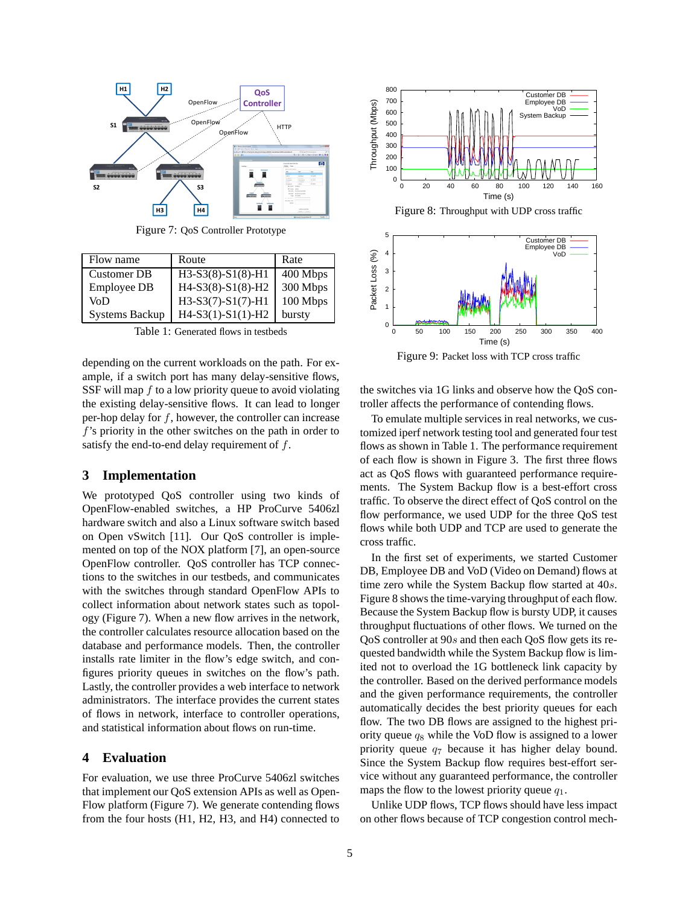Figure 7: QoS Controller Prototype

| Flow name | Route | Rate |
|---|---|---|
| Customer DB | H3-S3(8)-S1(8)-H1 | 400 Mbps |
| Employee DB | H4-S3(8)-S1(8)-H2 | 300 Mbps |
| VoD | H3-S3(7)-S1(7)-H1 | 100 Mbps |
| Systems Backup | H4-S3(1)-S1(1)-H2 | bursty |

Table 1: Generated flows in testbeds

depending on the current workloads on the path. For example, if a switch port has many delay-sensitive flows, SSF will map $f$ to a low priority queue to avoid violating the existing delay-sensitive flows. It can lead to longer per-hop delay for $f$, however, the controller can increase $f$'s priority in the other switches on the path in order to satisfy the end-to-end delay requirement of $f$.

## 3 Implementation

We prototyped QoS controller using two kinds of OpenFlow-enabled switches, a HP ProCurve 5406zl hardware switch and also a Linux software switch based on Open vSwitch [11]. Our QoS controller is implemented on top of the NOX platform [7], an open-source OpenFlow controller. QoS controller has TCP connections to the switches in our testbeds, and communicates with the switches through standard OpenFlow APIs to collect information about network states such as topology (Figure 7). When a new flow arrives in the network, the controller calculates resource allocation based on the database and performance models. Then, the controller installs rate limiter in the flow's edge switch, and configures priority queues in switches on the flow's path. Lastly, the controller provides a web interface to network administrators. The interface provides the current states of flows in network, interface to controller operations, and statistical information about flows on run-time.

## 4 Evaluation

For evaluation, we use three ProCurve 5406zl switches that implement our QoS extension APIs as well as OpenFlow platform (Figure 7). We generate contending flows from the four hosts (H1, H2, H3, and H4) connected to the switches via 1G links and observe how the QoS controller affects the performance of contending flows.

Figure 8: Throughput with UDP cross traffic

Figure 9: Packet loss with TCP cross traffic

To emulate multiple services in real networks, we customized iperf network testing tool and generated four test flows as shown in Table 1. The performance requirement of each flow is shown in Figure 3. The first three flows act as QoS flows with guaranteed performance requirements. The System Backup flow is a best-effort cross traffic. To observe the direct effect of QoS control on the flow performance, we used UDP for the three QoS test flows while both UDP and TCP are used to generate the cross traffic.

In the first set of experiments, we started Customer DB, Employee DB and VoD (Video on Demand) flows at time zero while the System Backup flow started at $40s$. Figure 8 shows the time-varying throughput of each flow. Because the System Backup flow is bursty UDP, it causes throughput fluctuations of other flows. We turned on the QoS controller at $90s$ and then each QoS flow gets its requested bandwidth while the System Backup flow is limited not to overload the 1G bottleneck link capacity by the controller. Based on the derived performance models and the given performance requirements, the controller automatically decides the best priority queues for each flow. The two DB flows are assigned to the highest priority queue $q_8$ while the VoD flow is assigned to a lower priority queue $q_7$ because it has higher delay bound. Since the System Backup flow requires best-effort service without any guaranteed performance, the controller maps the flow to the lowest priority queue $q_1$.

Unlike UDP flows, TCP flows should have less impact on other flows because of TCP congestion control mech-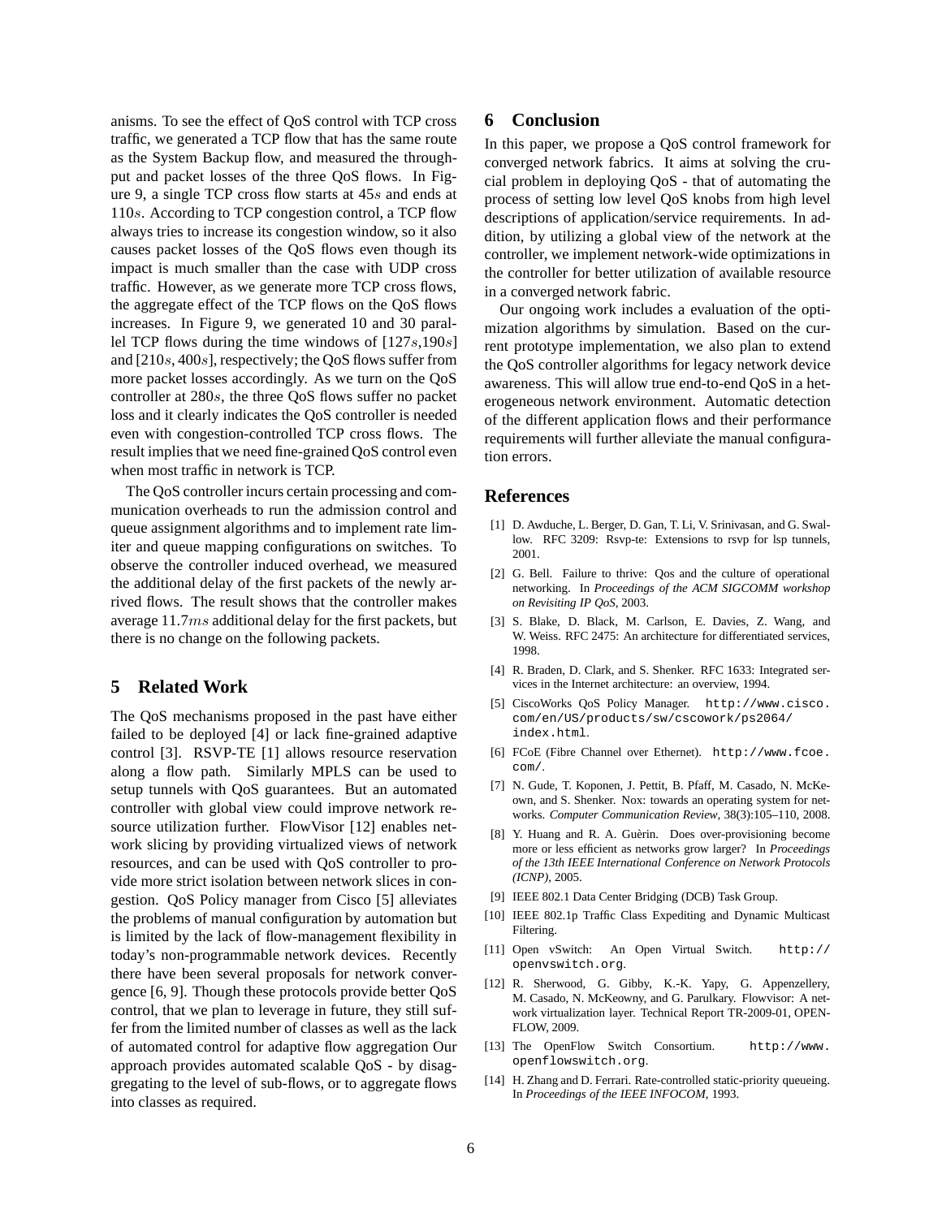anisms. To see the effect of QoS control with TCP cross traffic, we generated a TCP flow that has the same route as the System Backup flow, and measured the throughput and packet losses of the three QoS flows. In Figure 9, a single TCP cross flow starts at $45s$ and ends at $110s$. According to TCP congestion control, a TCP flow always tries to increase its congestion window, so it also causes packet losses of the QoS flows even though its impact is much smaller than the case with UDP cross traffic. However, as we generate more TCP cross flows, the aggregate effect of the TCP flows on the QoS flows increases. In Figure 9, we generated 10 and 30 parallel TCP flows during the time windows of [$127s$,$190s$] and [$210s$, $400s$], respectively; the QoS flows suffer from more packet losses accordingly. As we turn on the QoS controller at $280s$, the three QoS flows suffer no packet loss and it clearly indicates the QoS controller is needed even with congestion-controlled TCP cross flows. The result implies that we need fine-grained QoS control even when most traffic in network is TCP.

The QoS controller incurs certain processing and communication overheads to run the admission control and queue assignment algorithms and to implement rate limiter and queue mapping configurations on switches. To observe the controller induced overhead, we measured the additional delay of the first packets of the newly arrived flows. The result shows that the controller makes average $11.7ms$ additional delay for the first packets, but there is no change on the following packets.

## 5 Related Work

The QoS mechanisms proposed in the past have either failed to be deployed [4] or lack fine-grained adaptive control [3]. RSVP-TE [1] allows resource reservation along a flow path. Similarly MPLS can be used to setup tunnels with QoS guarantees. But an automated controller with global view could improve network resource utilization further. FlowVisor [12] enables network slicing by providing virtualized views of network resources, and can be used with QoS controller to provide more strict isolation between network slices in congestion. QoS Policy manager from Cisco [5] alleviates the problems of manual configuration by automation but is limited by the lack of flow-management flexibility in today's non-programmable network devices. Recently there have been several proposals for network convergence [6, 9]. Though these protocols provide better QoS control, that we plan to leverage in future, they still suffer from the limited number of classes as well as the lack of automated control for adaptive flow aggregation Our approach provides automated scalable QoS - by disaggregating to the level of sub-flows, or to aggregate flows into classes as required.

## 6 Conclusion

In this paper, we propose a QoS control framework for converged network fabrics. It aims at solving the crucial problem in deploying QoS - that of automating the process of setting low level QoS knobs from high level descriptions of application/service requirements. In addition, by utilizing a global view of the network at the controller, we implement network-wide optimizations in the controller for better utilization of available resource in a converged network fabric.

Our ongoing work includes a evaluation of the optimization algorithms by simulation. Based on the current prototype implementation, we also plan to extend the QoS controller algorithms for legacy network device awareness. This will allow true end-to-end QoS in a heterogeneous network environment. Automatic detection of the different application flows and their performance requirements will further alleviate the manual configuration errors.

## References

[1] D. Awduche, L. Berger, D. Gan, T. Li, V. Srinivasan, and G. Swallow. RFC 3209: Rsvp-te: Extensions to rsvp for lsp tunnels, 2001.

[2] G. Bell. Failure to thrive: Qos and the culture of operational networking. In *Proceedings of the ACM SIGCOMM workshop on Revisiting IP QoS*, 2003.

[3] S. Blake, D. Black, M. Carlson, E. Davies, Z. Wang, and W. Weiss. RFC 2475: An architecture for differentiated services, 1998.

[4] R. Braden, D. Clark, and S. Shenker. RFC 1633: Integrated services in the Internet architecture: an overview, 1994.

[5] CiscoWorks QoS Policy Manager. `http://www.cisco.com/en/US/products/sw/cscowork/ps2064/index.html`.

[6] FCoE (Fibre Channel over Ethernet). `http://www.fcoe.com/`.

[7] N. Gude, T. Koponen, J. Pettit, B. Pfaff, M. Casado, N. McKeown, and S. Shenker. Nox: towards an operating system for networks. *Computer Communication Review*, 38(3):105–110, 2008.

[8] Y. Huang and R. A. Guèrin. Does over-provisioning become more or less efficient as networks grow larger? In *Proceedings of the 13th IEEE International Conference on Network Protocols (ICNP)*, 2005.

[9] IEEE 802.1 Data Center Bridging (DCB) Task Group.

[10] IEEE 802.1p Traffic Class Expediting and Dynamic Multicast Filtering.

[11] Open vSwitch: An Open Virtual Switch. `http://openvswitch.org`.

[12] R. Sherwood, G. Gibby, K.-K. Yapy, G. Appenzellery, M. Casado, N. McKeowny, and G. Parulkary. Flowvisor: A network virtualization layer. Technical Report TR-2009-01, OPENFLOW, 2009.

[13] The OpenFlow Switch Consortium. `http://www.openflowswitch.org`.

[14] H. Zhang and D. Ferrari. Rate-controlled static-priority queueing. In *Proceedings of the IEEE INFOCOM*, 1993.